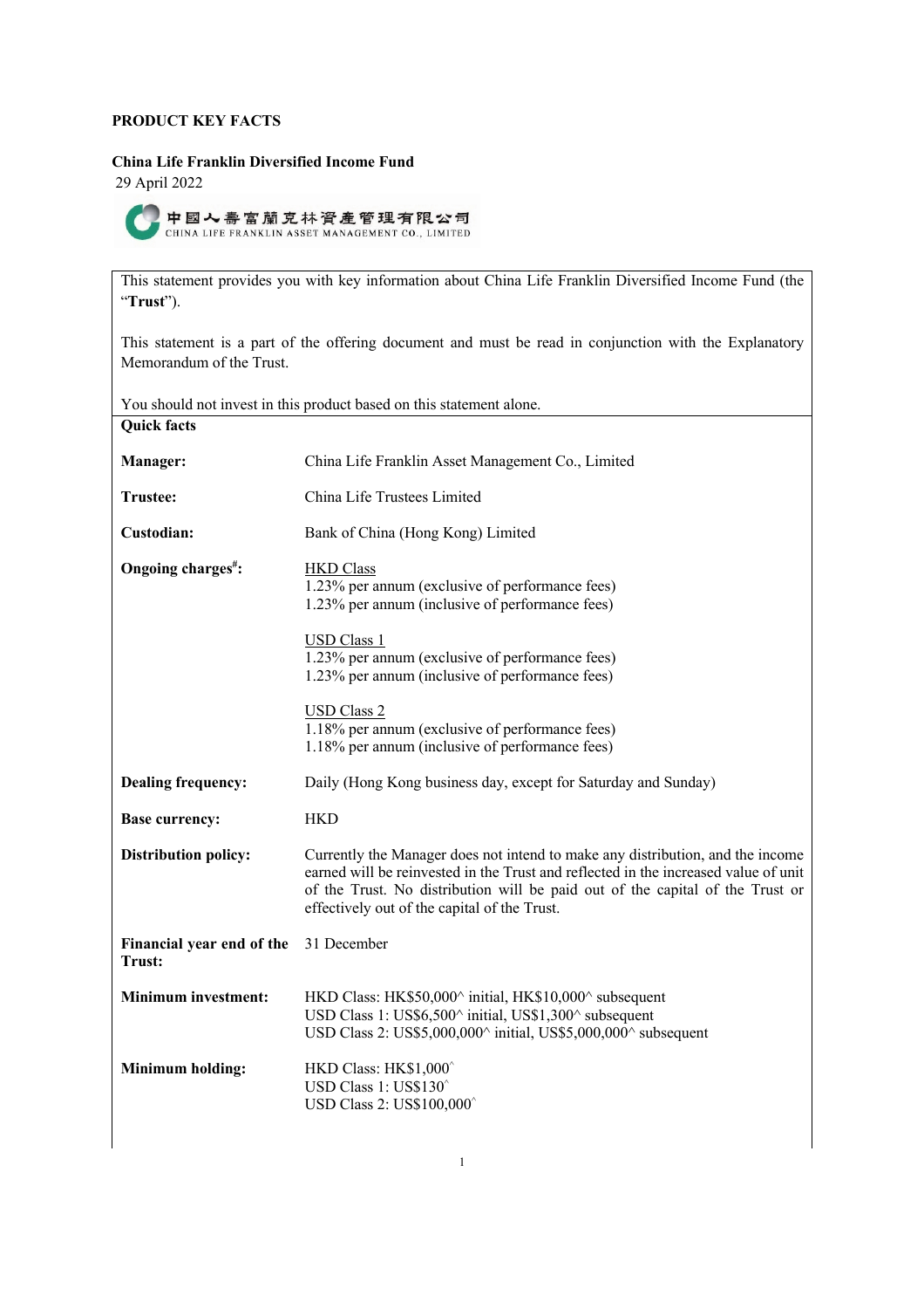**PRODUCT KEY FACTS**

**China Life Franklin Diversified Income Fund**

29 April 2022

中國人壽富蘭克林資產管理有限公司
CHINA LIFE FRANKLIN ASSET MANAGEMENT CO., LIMITED

This statement provides you with key information about China Life Franklin Diversified Income Fund (the "**Trust**").

This statement is a part of the offering document and must be read in conjunction with the Explanatory Memorandum of the Trust.

You should not invest in this product based on this statement alone.

**Quick facts**

| | |
|---|---|
| **Manager:** | China Life Franklin Asset Management Co., Limited |
| **Trustee:** | China Life Trustees Limited |
| **Custodian:** | Bank of China (Hong Kong) Limited |
| **Ongoing charges#:** | HKD Class<br>1.23% per annum (exclusive of performance fees)<br>1.23% per annum (inclusive of performance fees)<br><br>USD Class 1<br>1.23% per annum (exclusive of performance fees)<br>1.23% per annum (inclusive of performance fees)<br><br>USD Class 2<br>1.18% per annum (exclusive of performance fees)<br>1.18% per annum (inclusive of performance fees) |
| **Dealing frequency:** | Daily (Hong Kong business day, except for Saturday and Sunday) |
| **Base currency:** | HKD |
| **Distribution policy:** | Currently the Manager does not intend to make any distribution, and the income earned will be reinvested in the Trust and reflected in the increased value of unit of the Trust. No distribution will be paid out of the capital of the Trust or effectively out of the capital of the Trust. |
| **Financial year end of the Trust:** | 31 December |
| **Minimum investment:** | HKD Class: HK$50,000^ initial, HK$10,000^ subsequent<br>USD Class 1: US$6,500^ initial, US$1,300^ subsequent<br>USD Class 2: US$5,000,000^ initial, US$5,000,000^ subsequent |
| **Minimum holding:** | HKD Class: HK$1,000^<br>USD Class 1: US$130^<br>USD Class 2: US$100,000^ |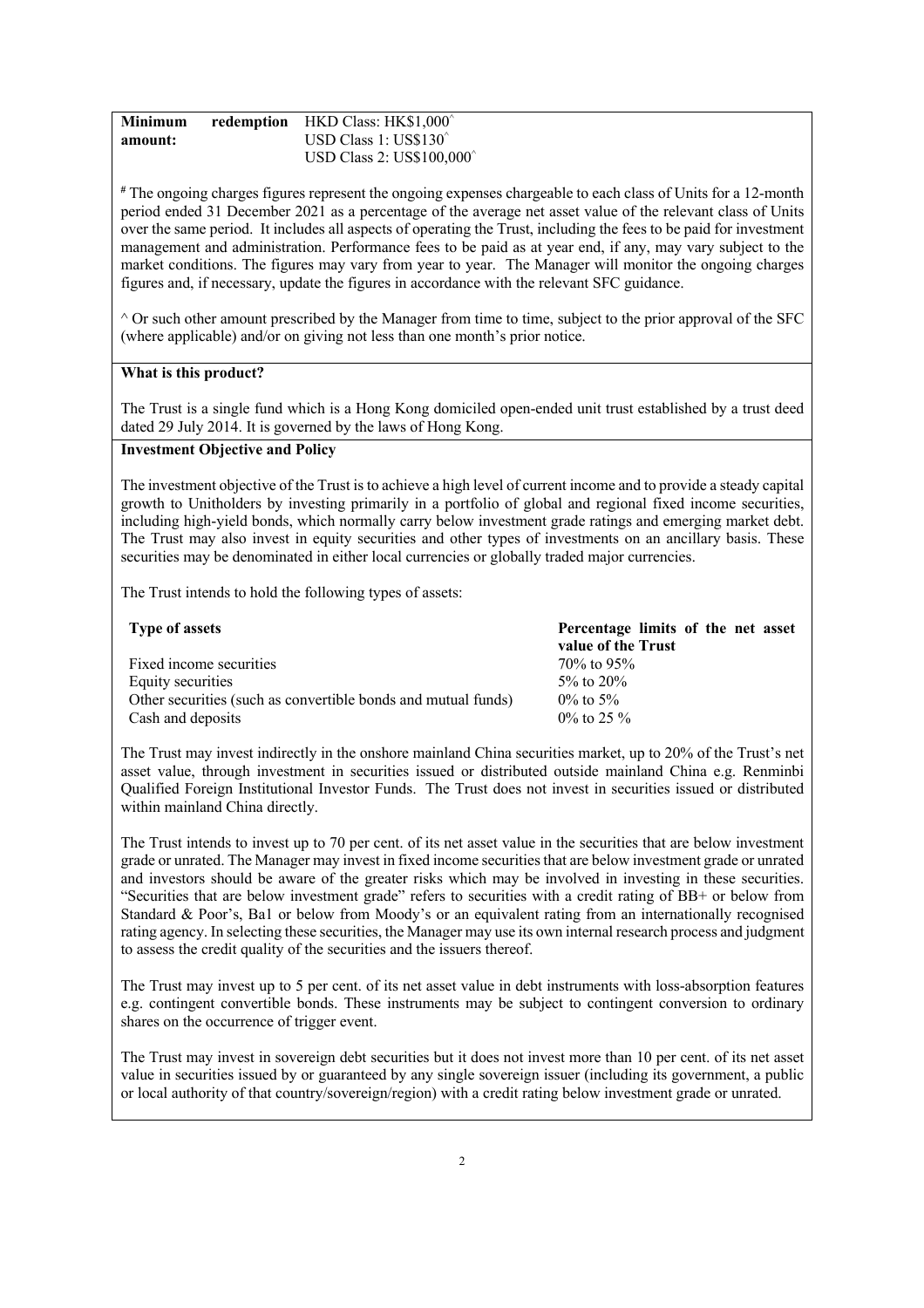| | |
|---|---|
| **Minimum redemption amount:** | HKD Class: HK$1,000^<br>USD Class 1: US$130^<br>USD Class 2: US$100,000^ |

# The ongoing charges figures represent the ongoing expenses chargeable to each class of Units for a 12-month period ended 31 December 2021 as a percentage of the average net asset value of the relevant class of Units over the same period. It includes all aspects of operating the Trust, including the fees to be paid for investment management and administration. Performance fees to be paid as at year end, if any, may vary subject to the market conditions. The figures may vary from year to year. The Manager will monitor the ongoing charges figures and, if necessary, update the figures in accordance with the relevant SFC guidance.

^ Or such other amount prescribed by the Manager from time to time, subject to the prior approval of the SFC (where applicable) and/or on giving not less than one month's prior notice.

**What is this product?**

The Trust is a single fund which is a Hong Kong domiciled open-ended unit trust established by a trust deed dated 29 July 2014. It is governed by the laws of Hong Kong.

**Investment Objective and Policy**

The investment objective of the Trust is to achieve a high level of current income and to provide a steady capital growth to Unitholders by investing primarily in a portfolio of global and regional fixed income securities, including high-yield bonds, which normally carry below investment grade ratings and emerging market debt. The Trust may also invest in equity securities and other types of investments on an ancillary basis. These securities may be denominated in either local currencies or globally traded major currencies.

The Trust intends to hold the following types of assets:

| Type of assets | Percentage limits of the net asset value of the Trust |
|---|---|
| Fixed income securities | 70% to 95% |
| Equity securities | 5% to 20% |
| Other securities (such as convertible bonds and mutual funds) | 0% to 5% |
| Cash and deposits | 0% to 25 % |

The Trust may invest indirectly in the onshore mainland China securities market, up to 20% of the Trust's net asset value, through investment in securities issued or distributed outside mainland China e.g. Renminbi Qualified Foreign Institutional Investor Funds. The Trust does not invest in securities issued or distributed within mainland China directly.

The Trust intends to invest up to 70 per cent. of its net asset value in the securities that are below investment grade or unrated. The Manager may invest in fixed income securities that are below investment grade or unrated and investors should be aware of the greater risks which may be involved in investing in these securities. "Securities that are below investment grade" refers to securities with a credit rating of BB+ or below from Standard & Poor's, Ba1 or below from Moody's or an equivalent rating from an internationally recognised rating agency. In selecting these securities, the Manager may use its own internal research process and judgment to assess the credit quality of the securities and the issuers thereof.

The Trust may invest up to 5 per cent. of its net asset value in debt instruments with loss-absorption features e.g. contingent convertible bonds. These instruments may be subject to contingent conversion to ordinary shares on the occurrence of trigger event.

The Trust may invest in sovereign debt securities but it does not invest more than 10 per cent. of its net asset value in securities issued by or guaranteed by any single sovereign issuer (including its government, a public or local authority of that country/sovereign/region) with a credit rating below investment grade or unrated.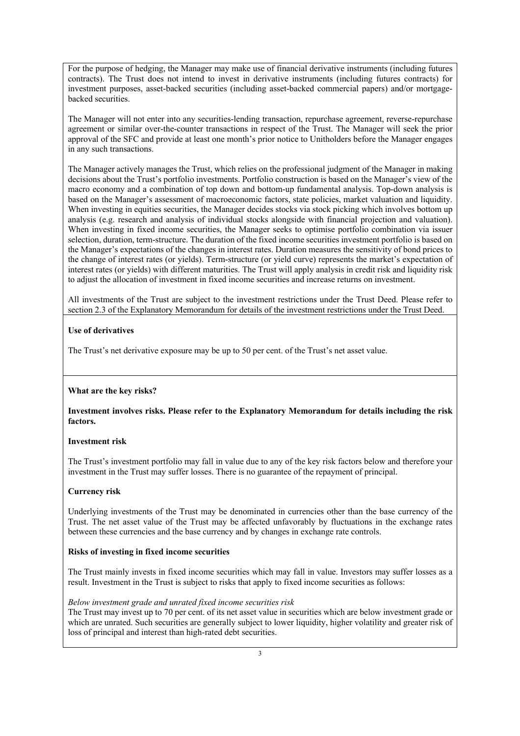For the purpose of hedging, the Manager may make use of financial derivative instruments (including futures contracts). The Trust does not intend to invest in derivative instruments (including futures contracts) for investment purposes, asset-backed securities (including asset-backed commercial papers) and/or mortgage-backed securities.

The Manager will not enter into any securities-lending transaction, repurchase agreement, reverse-repurchase agreement or similar over-the-counter transactions in respect of the Trust. The Manager will seek the prior approval of the SFC and provide at least one month's prior notice to Unitholders before the Manager engages in any such transactions.

The Manager actively manages the Trust, which relies on the professional judgment of the Manager in making decisions about the Trust's portfolio investments. Portfolio construction is based on the Manager's view of the macro economy and a combination of top down and bottom-up fundamental analysis. Top-down analysis is based on the Manager's assessment of macroeconomic factors, state policies, market valuation and liquidity. When investing in equities securities, the Manager decides stocks via stock picking which involves bottom up analysis (e.g. research and analysis of individual stocks alongside with financial projection and valuation). When investing in fixed income securities, the Manager seeks to optimise portfolio combination via issuer selection, duration, term-structure. The duration of the fixed income securities investment portfolio is based on the Manager's expectations of the changes in interest rates. Duration measures the sensitivity of bond prices to the change of interest rates (or yields). Term-structure (or yield curve) represents the market's expectation of interest rates (or yields) with different maturities. The Trust will apply analysis in credit risk and liquidity risk to adjust the allocation of investment in fixed income securities and increase returns on investment.

All investments of the Trust are subject to the investment restrictions under the Trust Deed. Please refer to section 2.3 of the Explanatory Memorandum for details of the investment restrictions under the Trust Deed.

**Use of derivatives**

The Trust's net derivative exposure may be up to 50 per cent. of the Trust's net asset value.

**What are the key risks?**

**Investment involves risks. Please refer to the Explanatory Memorandum for details including the risk factors.**

**Investment risk**

The Trust's investment portfolio may fall in value due to any of the key risk factors below and therefore your investment in the Trust may suffer losses. There is no guarantee of the repayment of principal.

**Currency risk**

Underlying investments of the Trust may be denominated in currencies other than the base currency of the Trust. The net asset value of the Trust may be affected unfavorably by fluctuations in the exchange rates between these currencies and the base currency and by changes in exchange rate controls.

**Risks of investing in fixed income securities**

The Trust mainly invests in fixed income securities which may fall in value. Investors may suffer losses as a result. Investment in the Trust is subject to risks that apply to fixed income securities as follows:

*Below investment grade and unrated fixed income securities risk*
The Trust may invest up to 70 per cent. of its net asset value in securities which are below investment grade or which are unrated. Such securities are generally subject to lower liquidity, higher volatility and greater risk of loss of principal and interest than high-rated debt securities.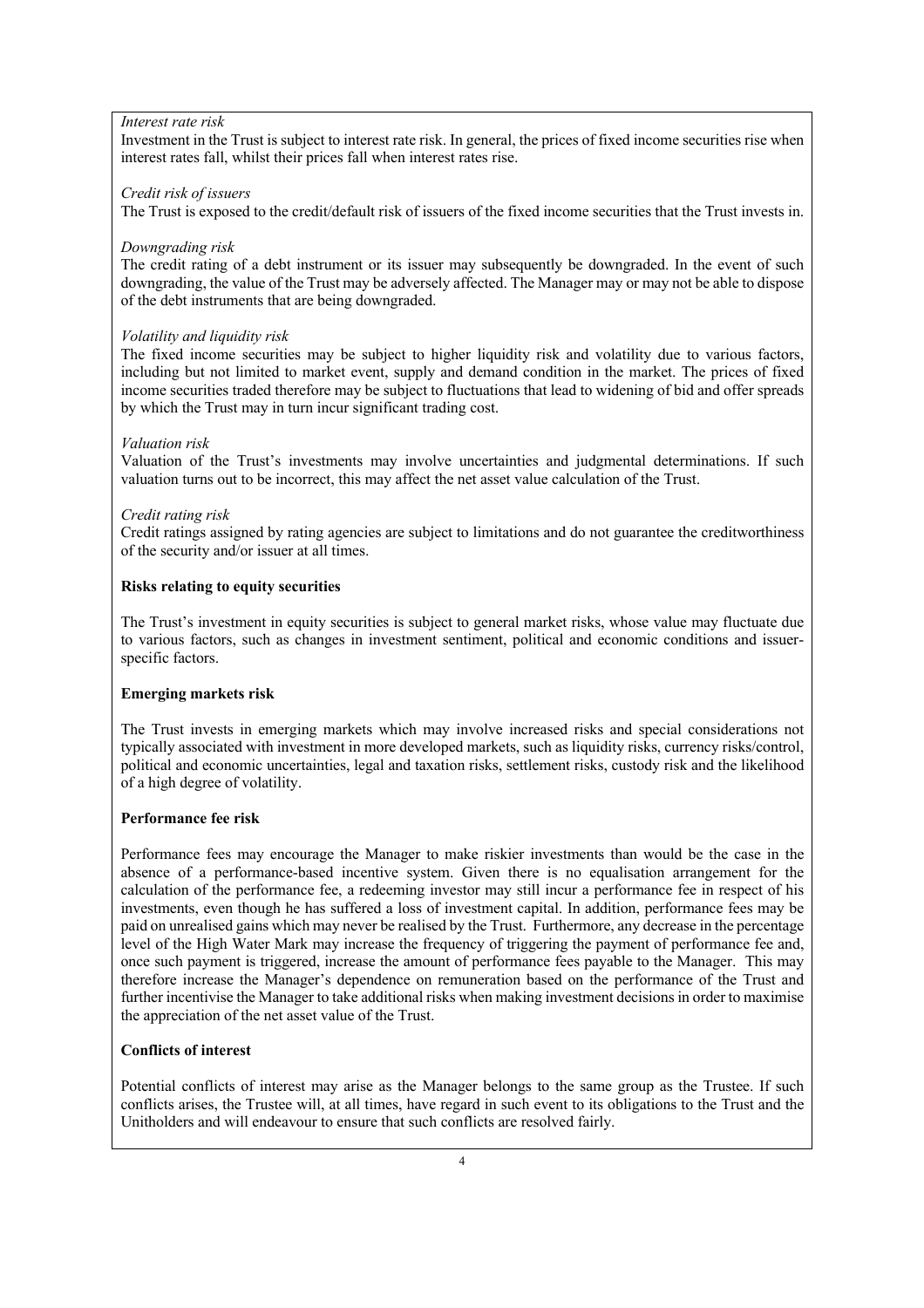*Interest rate risk*

Investment in the Trust is subject to interest rate risk. In general, the prices of fixed income securities rise when interest rates fall, whilst their prices fall when interest rates rise.

*Credit risk of issuers*

The Trust is exposed to the credit/default risk of issuers of the fixed income securities that the Trust invests in.

*Downgrading risk*

The credit rating of a debt instrument or its issuer may subsequently be downgraded. In the event of such downgrading, the value of the Trust may be adversely affected. The Manager may or may not be able to dispose of the debt instruments that are being downgraded.

*Volatility and liquidity risk*

The fixed income securities may be subject to higher liquidity risk and volatility due to various factors, including but not limited to market event, supply and demand condition in the market. The prices of fixed income securities traded therefore may be subject to fluctuations that lead to widening of bid and offer spreads by which the Trust may in turn incur significant trading cost.

*Valuation risk*

Valuation of the Trust's investments may involve uncertainties and judgmental determinations. If such valuation turns out to be incorrect, this may affect the net asset value calculation of the Trust.

*Credit rating risk*

Credit ratings assigned by rating agencies are subject to limitations and do not guarantee the creditworthiness of the security and/or issuer at all times.

**Risks relating to equity securities**

The Trust's investment in equity securities is subject to general market risks, whose value may fluctuate due to various factors, such as changes in investment sentiment, political and economic conditions and issuer-specific factors.

**Emerging markets risk**

The Trust invests in emerging markets which may involve increased risks and special considerations not typically associated with investment in more developed markets, such as liquidity risks, currency risks/control, political and economic uncertainties, legal and taxation risks, settlement risks, custody risk and the likelihood of a high degree of volatility.

**Performance fee risk**

Performance fees may encourage the Manager to make riskier investments than would be the case in the absence of a performance-based incentive system. Given there is no equalisation arrangement for the calculation of the performance fee, a redeeming investor may still incur a performance fee in respect of his investments, even though he has suffered a loss of investment capital. In addition, performance fees may be paid on unrealised gains which may never be realised by the Trust. Furthermore, any decrease in the percentage level of the High Water Mark may increase the frequency of triggering the payment of performance fee and, once such payment is triggered, increase the amount of performance fees payable to the Manager. This may therefore increase the Manager's dependence on remuneration based on the performance of the Trust and further incentivise the Manager to take additional risks when making investment decisions in order to maximise the appreciation of the net asset value of the Trust.

**Conflicts of interest**

Potential conflicts of interest may arise as the Manager belongs to the same group as the Trustee. If such conflicts arises, the Trustee will, at all times, have regard in such event to its obligations to the Trust and the Unitholders and will endeavour to ensure that such conflicts are resolved fairly.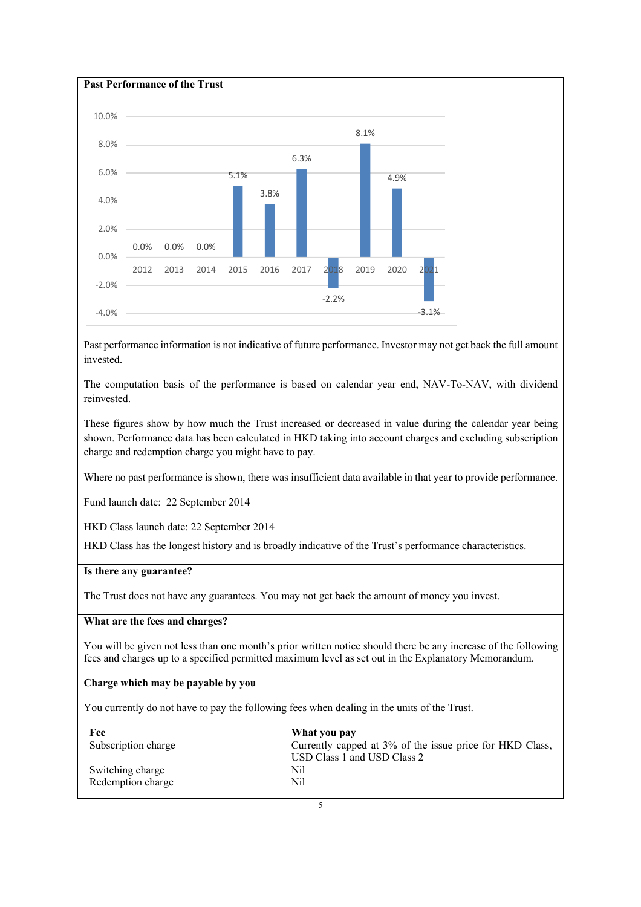## Past Performance of the Trust

| Year | 2012 | 2013 | 2014 | 2015 | 2016 | 2017 | 2018 | 2019 | 2020 | 2021 |
|---|---|---|---|---|---|---|---|---|---|---|
| Performance | 0.0% | 0.0% | 0.0% | 5.1% | 3.8% | 6.3% | -2.2% | 8.1% | 4.9% | -3.1% |

Past performance information is not indicative of future performance. Investor may not get back the full amount invested.

The computation basis of the performance is based on calendar year end, NAV-To-NAV, with dividend reinvested.

These figures show by how much the Trust increased or decreased in value during the calendar year being shown. Performance data has been calculated in HKD taking into account charges and excluding subscription charge and redemption charge you might have to pay.

Where no past performance is shown, there was insufficient data available in that year to provide performance.

Fund launch date: 22 September 2014

HKD Class launch date: 22 September 2014

HKD Class has the longest history and is broadly indicative of the Trust's performance characteristics.

## Is there any guarantee?

The Trust does not have any guarantees. You may not get back the amount of money you invest.

## What are the fees and charges?

You will be given not less than one month's prior written notice should there be any increase of the following fees and charges up to a specified permitted maximum level as set out in the Explanatory Memorandum.

### Charge which may be payable by you

You currently do not have to pay the following fees when dealing in the units of the Trust.

| Fee | What you pay |
|---|---|
| Subscription charge | Currently capped at 3% of the issue price for HKD Class, USD Class 1 and USD Class 2 |
| Switching charge | Nil |
| Redemption charge | Nil |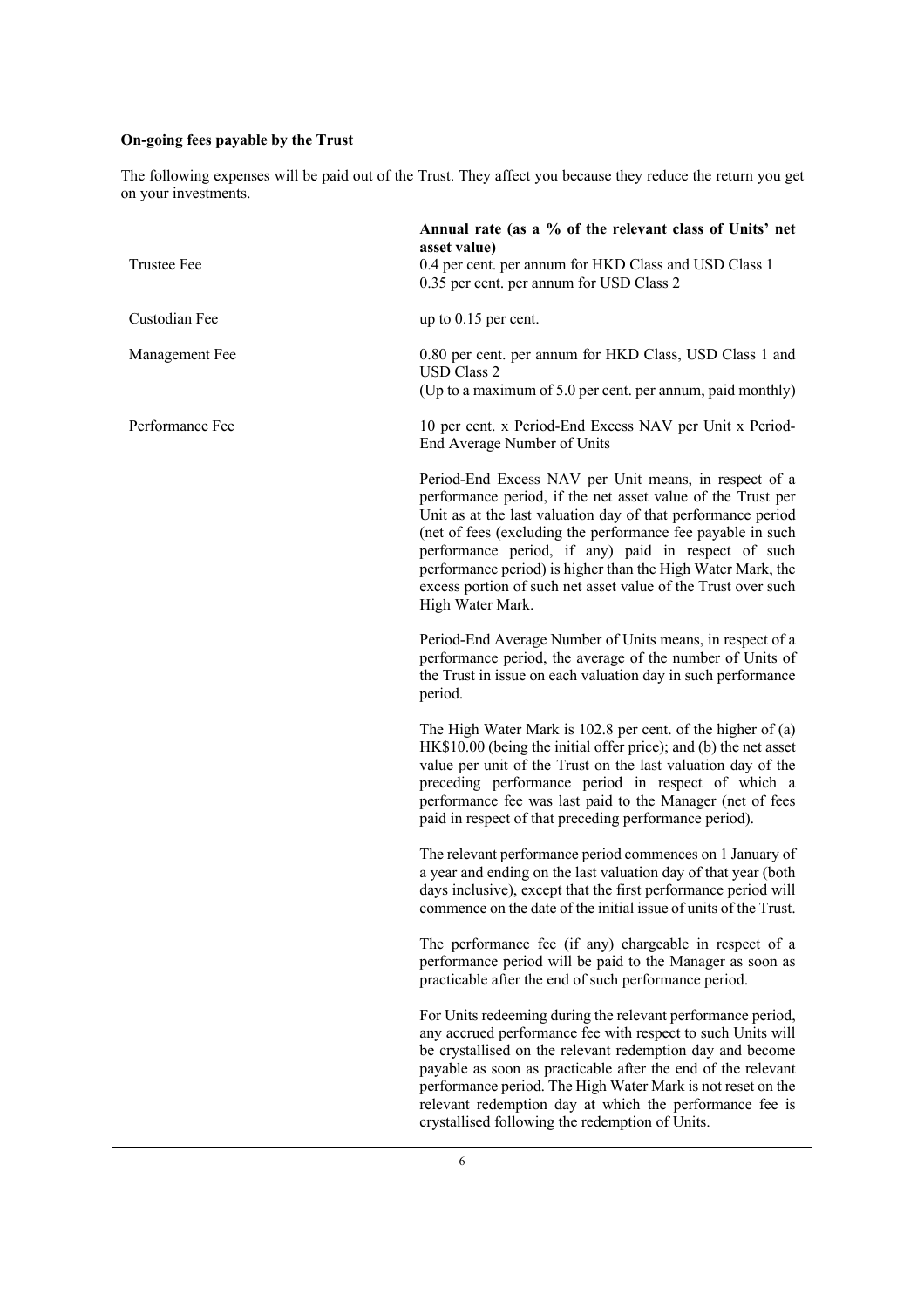**On-going fees payable by the Trust**

The following expenses will be paid out of the Trust. They affect you because they reduce the return you get on your investments.

| | **Annual rate (as a % of the relevant class of Units' net asset value)** |
|---|---|
| Trustee Fee | 0.4 per cent. per annum for HKD Class and USD Class 1<br>0.35 per cent. per annum for USD Class 2 |
| Custodian Fee | up to 0.15 per cent. |
| Management Fee | 0.80 per cent. per annum for HKD Class, USD Class 1 and USD Class 2<br>(Up to a maximum of 5.0 per cent. per annum, paid monthly) |
| Performance Fee | 10 per cent. x Period-End Excess NAV per Unit x Period-End Average Number of Units<br><br>Period-End Excess NAV per Unit means, in respect of a performance period, if the net asset value of the Trust per Unit as at the last valuation day of that performance period (net of fees (excluding the performance fee payable in such performance period, if any) paid in respect of such performance period) is higher than the High Water Mark, the excess portion of such net asset value of the Trust over such High Water Mark.<br><br>Period-End Average Number of Units means, in respect of a performance period, the average of the number of Units of the Trust in issue on each valuation day in such performance period.<br><br>The High Water Mark is 102.8 per cent. of the higher of (a) HK$10.00 (being the initial offer price); and (b) the net asset value per unit of the Trust on the last valuation day of the preceding performance period in respect of which a performance fee was last paid to the Manager (net of fees paid in respect of that preceding performance period).<br><br>The relevant performance period commences on 1 January of a year and ending on the last valuation day of that year (both days inclusive), except that the first performance period will commence on the date of the initial issue of units of the Trust.<br><br>The performance fee (if any) chargeable in respect of a performance period will be paid to the Manager as soon as practicable after the end of such performance period.<br><br>For Units redeeming during the relevant performance period, any accrued performance fee with respect to such Units will be crystallised on the relevant redemption day and become payable as soon as practicable after the end of the relevant performance period. The High Water Mark is not reset on the relevant redemption day at which the performance fee is crystallised following the redemption of Units. |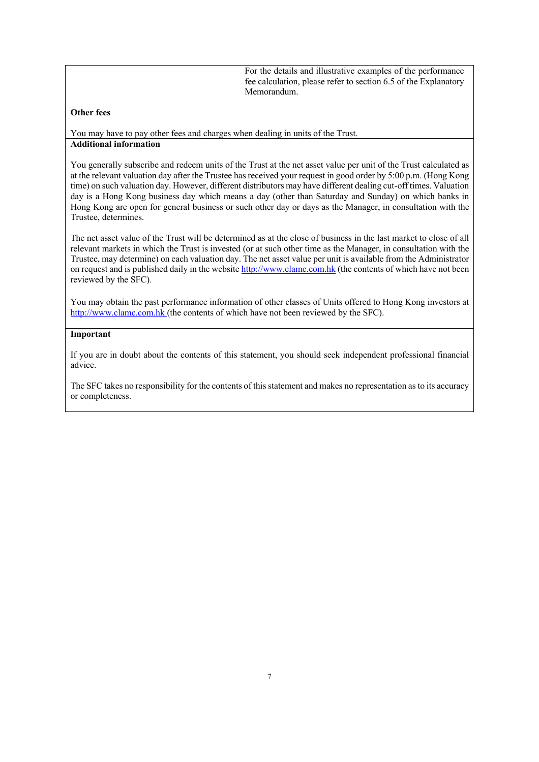For the details and illustrative examples of the performance fee calculation, please refer to section 6.5 of the Explanatory Memorandum.

**Other fees**

You may have to pay other fees and charges when dealing in units of the Trust.

**Additional information**

You generally subscribe and redeem units of the Trust at the net asset value per unit of the Trust calculated as at the relevant valuation day after the Trustee has received your request in good order by 5:00 p.m. (Hong Kong time) on such valuation day. However, different distributors may have different dealing cut-off times. Valuation day is a Hong Kong business day which means a day (other than Saturday and Sunday) on which banks in Hong Kong are open for general business or such other day or days as the Manager, in consultation with the Trustee, determines.

The net asset value of the Trust will be determined as at the close of business in the last market to close of all relevant markets in which the Trust is invested (or at such other time as the Manager, in consultation with the Trustee, may determine) on each valuation day. The net asset value per unit is available from the Administrator on request and is published daily in the website http://www.clamc.com.hk (the contents of which have not been reviewed by the SFC).

You may obtain the past performance information of other classes of Units offered to Hong Kong investors at http://www.clamc.com.hk (the contents of which have not been reviewed by the SFC).

**Important**

If you are in doubt about the contents of this statement, you should seek independent professional financial advice.

The SFC takes no responsibility for the contents of this statement and makes no representation as to its accuracy or completeness.